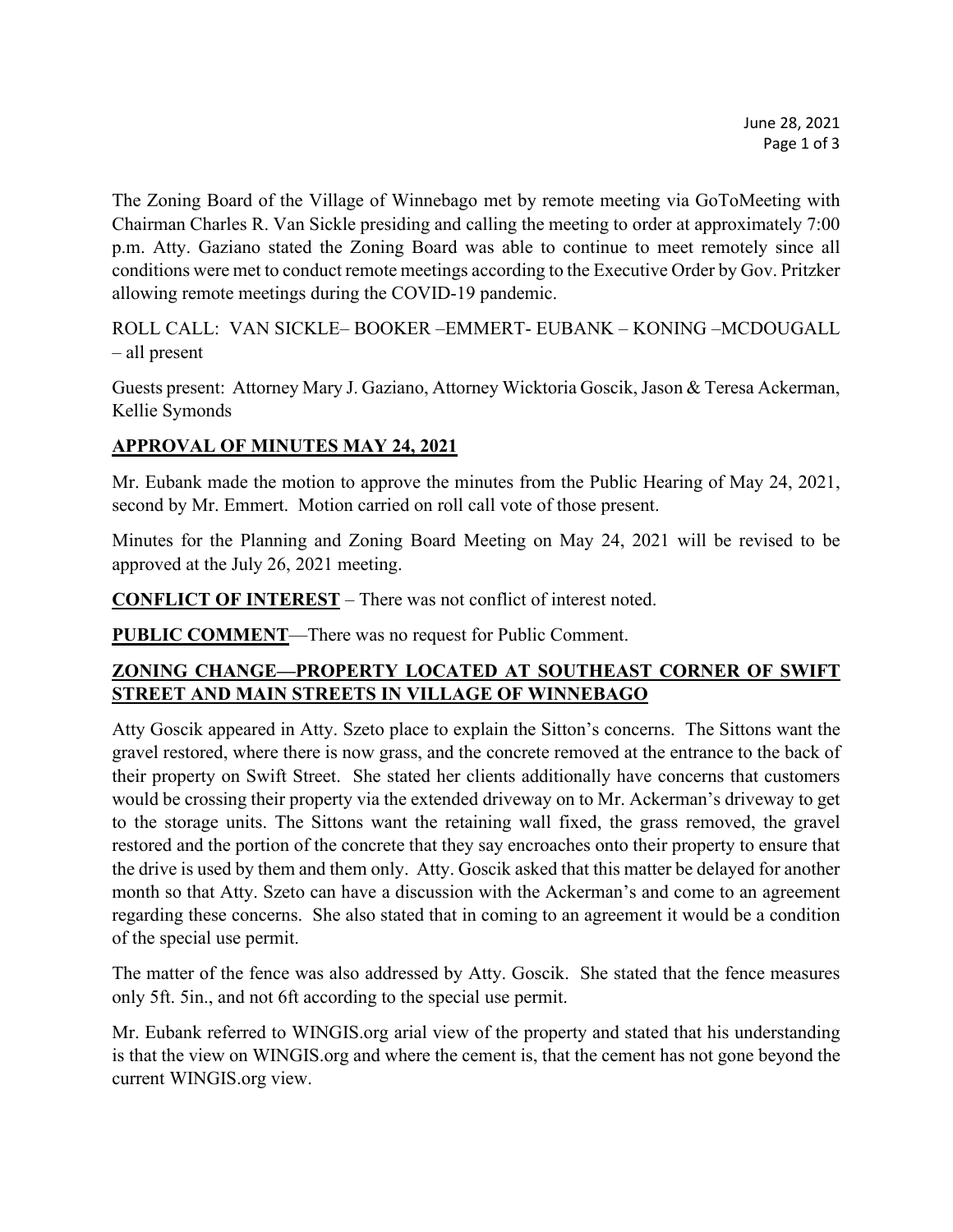The Zoning Board of the Village of Winnebago met by remote meeting via GoToMeeting with Chairman Charles R. Van Sickle presiding and calling the meeting to order at approximately 7:00 p.m. Atty. Gaziano stated the Zoning Board was able to continue to meet remotely since all conditions were met to conduct remote meetings according to the Executive Order by Gov. Pritzker allowing remote meetings during the COVID-19 pandemic.

ROLL CALL: VAN SICKLE– BOOKER –EMMERT- EUBANK – KONING –MCDOUGALL – all present

Guests present: Attorney Mary J. Gaziano, Attorney Wicktoria Goscik, Jason & Teresa Ackerman, Kellie Symonds

## APPROVAL OF MINUTES MAY 24, 2021

Mr. Eubank made the motion to approve the minutes from the Public Hearing of May 24, 2021, second by Mr. Emmert. Motion carried on roll call vote of those present.

Minutes for the Planning and Zoning Board Meeting on May 24, 2021 will be revised to be approved at the July 26, 2021 meeting.

**CONFLICT OF INTEREST** – There was not conflict of interest noted.

**PUBLIC COMMENT**—There was no request for Public Comment.

## ZONING CHANGE—PROPERTY LOCATED AT SOUTHEAST CORNER OF SWIFT STREET AND MAIN STREETS IN VILLAGE OF WINNEBAGO

Atty Goscik appeared in Atty. Szeto place to explain the Sitton's concerns. The Sittons want the gravel restored, where there is now grass, and the concrete removed at the entrance to the back of their property on Swift Street. She stated her clients additionally have concerns that customers would be crossing their property via the extended driveway on to Mr. Ackerman's driveway to get to the storage units. The Sittons want the retaining wall fixed, the grass removed, the gravel restored and the portion of the concrete that they say encroaches onto their property to ensure that the drive is used by them and them only. Atty. Goscik asked that this matter be delayed for another month so that Atty. Szeto can have a discussion with the Ackerman's and come to an agreement regarding these concerns. She also stated that in coming to an agreement it would be a condition of the special use permit.

The matter of the fence was also addressed by Atty. Goscik. She stated that the fence measures only 5ft. 5in., and not 6ft according to the special use permit.

Mr. Eubank referred to WINGIS.org arial view of the property and stated that his understanding is that the view on WINGIS.org and where the cement is, that the cement has not gone beyond the current WINGIS.org view.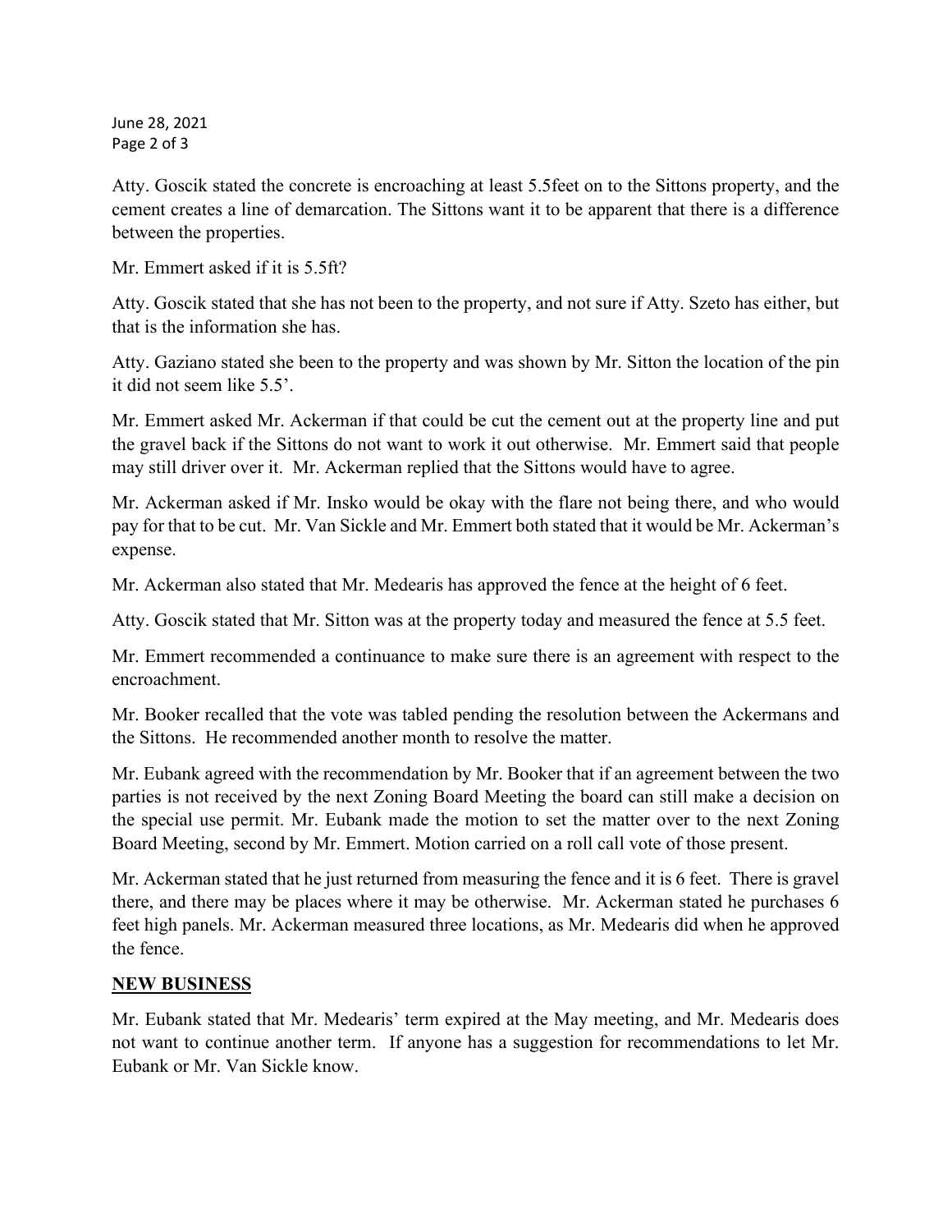Atty. Goscik stated the concrete is encroaching at least 5.5feet on to the Sittons property, and the cement creates a line of demarcation. The Sittons want it to be apparent that there is a difference between the properties.

Mr. Emmert asked if it is 5.5ft?

Atty. Goscik stated that she has not been to the property, and not sure if Atty. Szeto has either, but that is the information she has.

Atty. Gaziano stated she been to the property and was shown by Mr. Sitton the location of the pin it did not seem like 5.5'.

Mr. Emmert asked Mr. Ackerman if that could be cut the cement out at the property line and put the gravel back if the Sittons do not want to work it out otherwise. Mr. Emmert said that people may still driver over it. Mr. Ackerman replied that the Sittons would have to agree.

Mr. Ackerman asked if Mr. Insko would be okay with the flare not being there, and who would pay for that to be cut. Mr. Van Sickle and Mr. Emmert both stated that it would be Mr. Ackerman's expense.

Mr. Ackerman also stated that Mr. Medearis has approved the fence at the height of 6 feet.

Atty. Goscik stated that Mr. Sitton was at the property today and measured the fence at 5.5 feet.

Mr. Emmert recommended a continuance to make sure there is an agreement with respect to the encroachment.

Mr. Booker recalled that the vote was tabled pending the resolution between the Ackermans and the Sittons. He recommended another month to resolve the matter.

Mr. Eubank agreed with the recommendation by Mr. Booker that if an agreement between the two parties is not received by the next Zoning Board Meeting the board can still make a decision on the special use permit. Mr. Eubank made the motion to set the matter over to the next Zoning Board Meeting, second by Mr. Emmert. Motion carried on a roll call vote of those present.

Mr. Ackerman stated that he just returned from measuring the fence and it is 6 feet. There is gravel there, and there may be places where it may be otherwise. Mr. Ackerman stated he purchases 6 feet high panels. Mr. Ackerman measured three locations, as Mr. Medearis did when he approved the fence.

## NEW BUSINESS

Mr. Eubank stated that Mr. Medearis' term expired at the May meeting, and Mr. Medearis does not want to continue another term. If anyone has a suggestion for recommendations to let Mr. Eubank or Mr. Van Sickle know.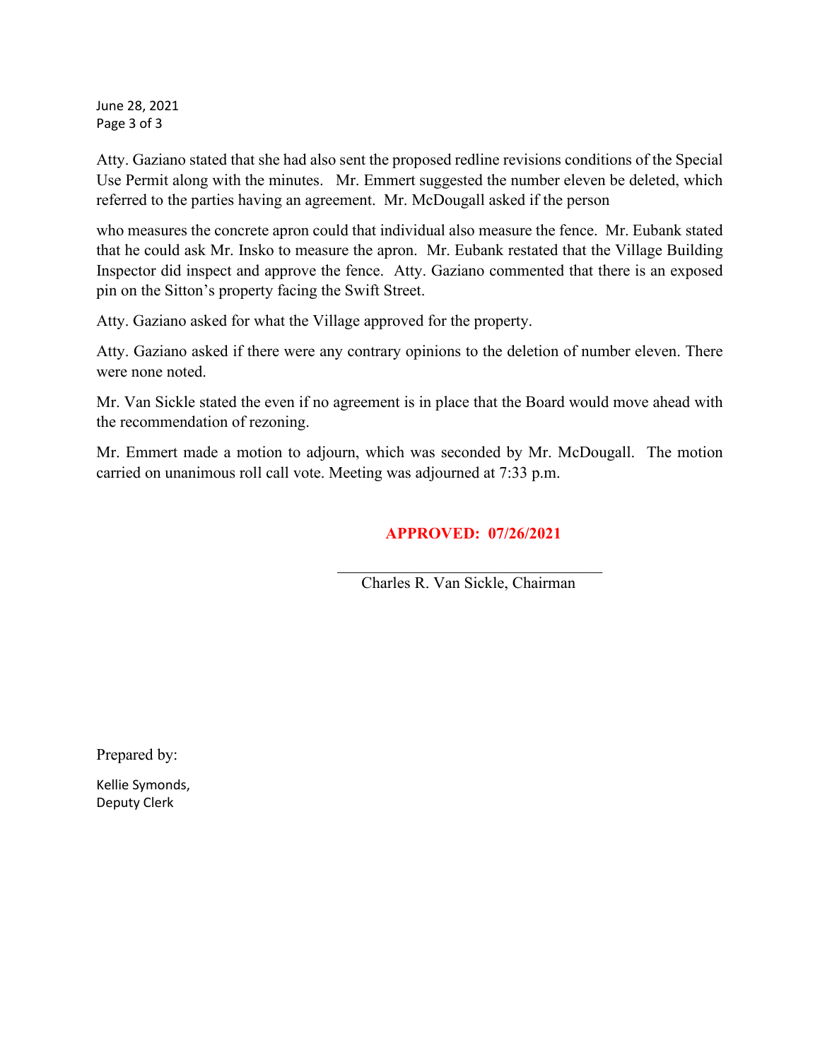Atty. Gaziano stated that she had also sent the proposed redline revisions conditions of the Special Use Permit along with the minutes. Mr. Emmert suggested the number eleven be deleted, which referred to the parties having an agreement. Mr. McDougall asked if the person

who measures the concrete apron could that individual also measure the fence. Mr. Eubank stated that he could ask Mr. Insko to measure the apron. Mr. Eubank restated that the Village Building Inspector did inspect and approve the fence. Atty. Gaziano commented that there is an exposed pin on the Sitton's property facing the Swift Street.

Atty. Gaziano asked for what the Village approved for the property.

Atty. Gaziano asked if there were any contrary opinions to the deletion of number eleven. There were none noted.

Mr. Van Sickle stated the even if no agreement is in place that the Board would move ahead with the recommendation of rezoning.

Mr. Emmert made a motion to adjourn, which was seconded by Mr. McDougall. The motion carried on unanimous roll call vote. Meeting was adjourned at 7:33 p.m.

**APPROVED: 07/26/2021**

\_\_\_\_\_\_\_\_\_\_\_\_\_\_\_\_\_\_\_\_\_\_\_\_\_\_\_\_\_\_\_\_\_\_\_

Charles R. Van Sickle, Chairman

Prepared by:

Kellie Symonds,
Deputy Clerk